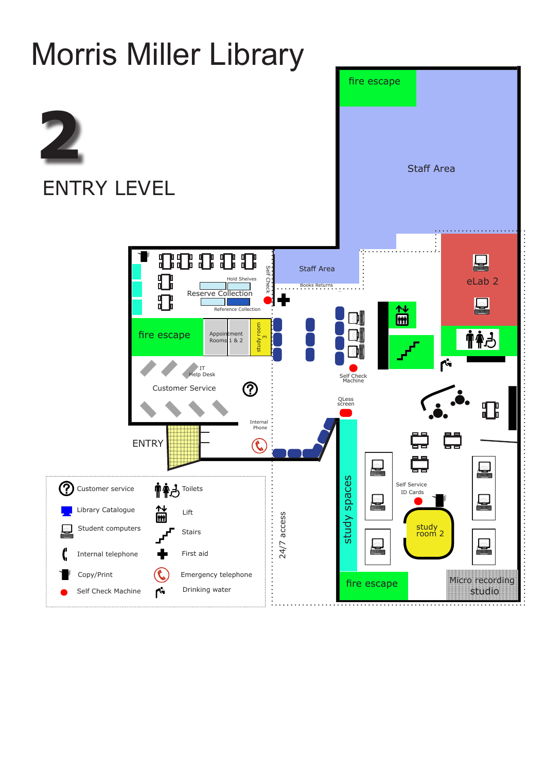# Morris Miller Library

# 2

## ENTRY LEVEL

fire escape

Staff Area

Staff Area

Books Returns

eLab 2

Hold Shelves

Reserve Collection

Reference Collection

Self Check

fire escape

Appointment Rooms 1 & 2

study room 3

IT Help Desk

Customer Service

Self Check Machine

QLess screen

Internal Phone

ENTRY

study spaces

Self Service ID Cards

study room 2

24/7 access

fire escape

Micro recording studio

| Legend | | | |
|---|---|---|---|
| Customer service | | Toilets | |
| Library Catalogue | | Lift | |
| Student computers | | Stairs | |
| Internal telephone | | First aid | |
| Copy/Print | | Emergency telephone | |
| Self Check Machine | | Drinking water | |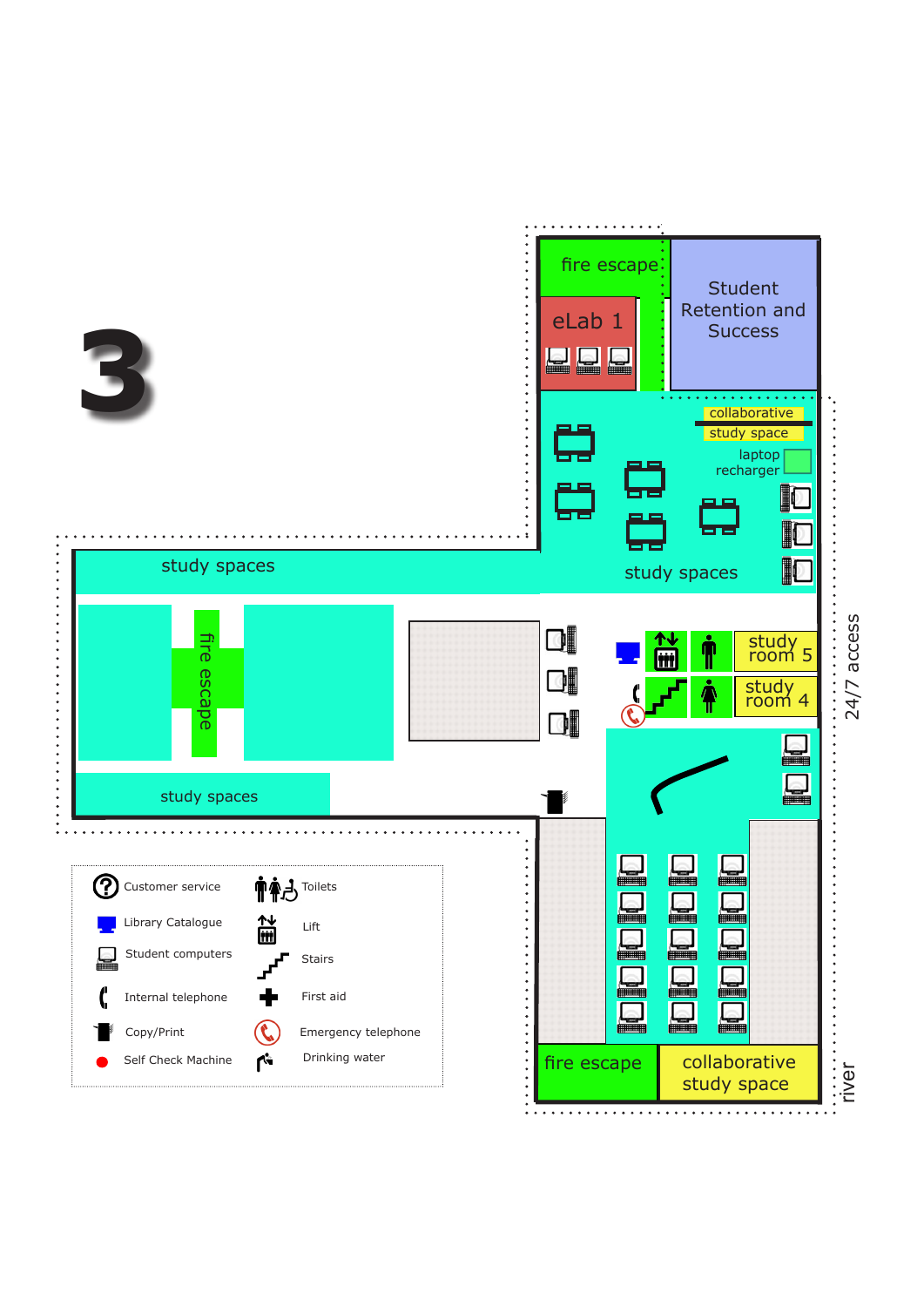# 3

fire escape

eLab 1

Student Retention and Success

collaborative study space

laptop recharger

study spaces

study spaces

fire escape

study room 5

study room 4

study spaces

fire escape

collaborative study space

24/7 access

river

- Customer service
- Library Catalogue
- Student computers
- Internal telephone
- Copy/Print
- Self Check Machine
- Toilets
- Lift
- Stairs
- First aid
- Emergency telephone
- Drinking water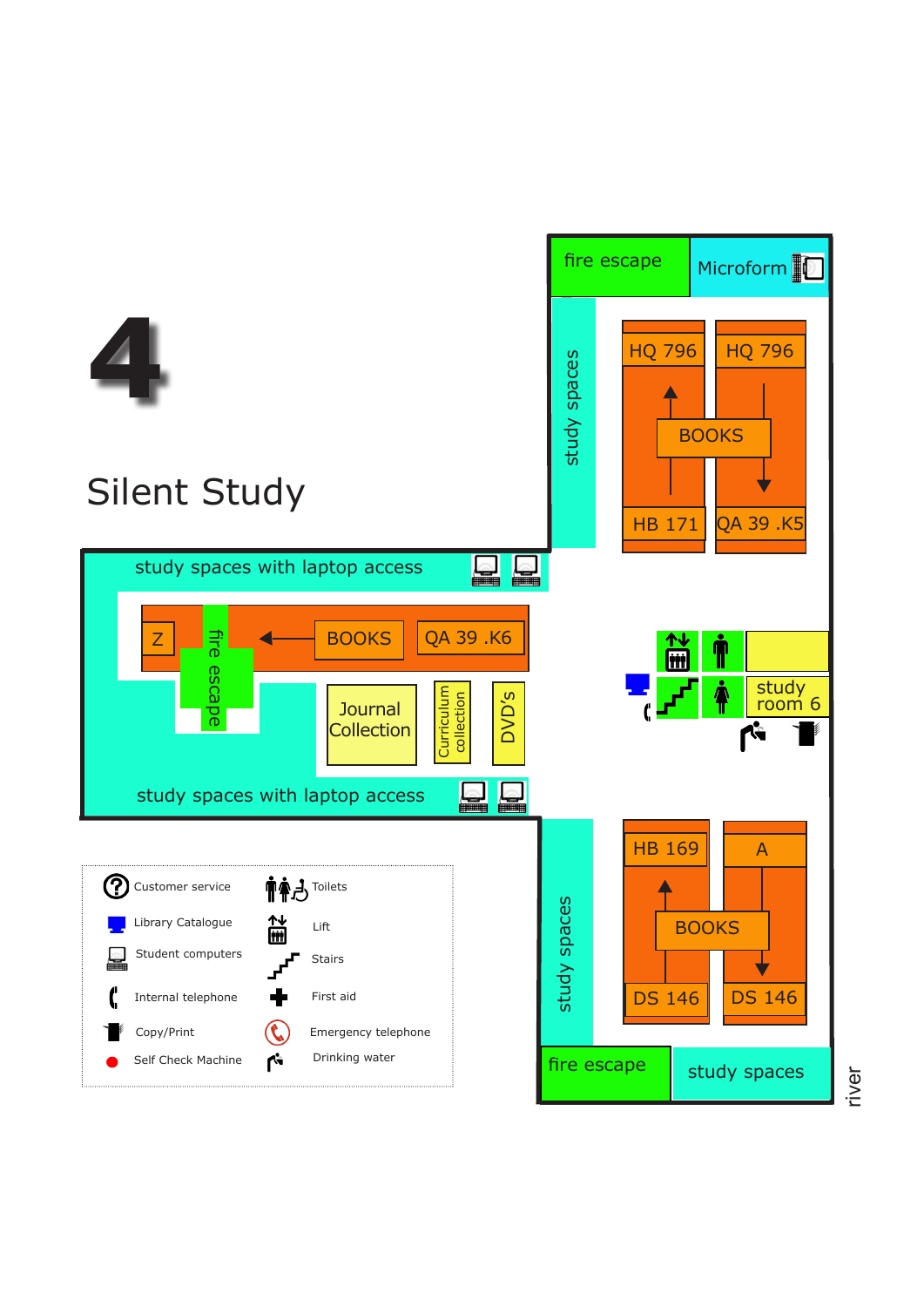# 4

## Silent Study

fire escape

Microform

study spaces

HQ 796

HQ 796

BOOKS

HB 171

QA 39 .K5

study spaces with laptop access

Z

fire escape

BOOKS

QA 39 .K6

Journal Collection

Curriculum collection

DVD's

study room 6

study spaces with laptop access

study spaces

HB 169

A

BOOKS

DS 146

DS 146

fire escape

study spaces

river

| | | | |
|---|---|---|---|
| | Customer service | | Toilets |
| | Library Catalogue | | Lift |
| | Student computers | | Stairs |
| | Internal telephone | | First aid |
| | Copy/Print | | Emergency telephone |
| | Self Check Machine | | Drinking water |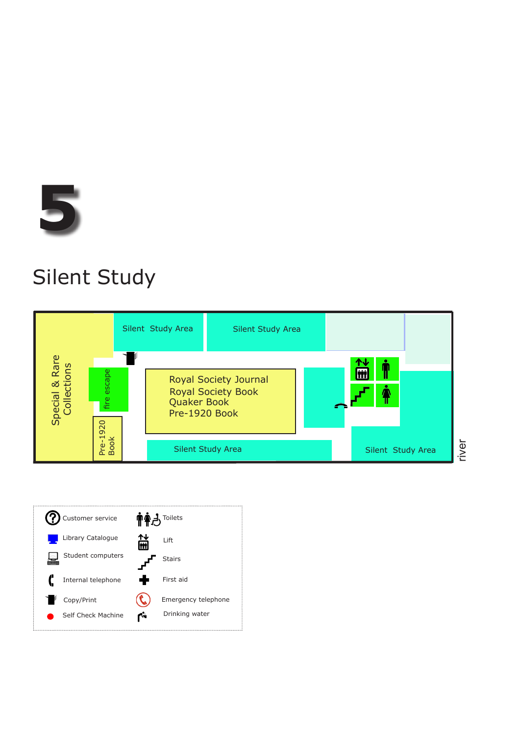# 5

## Silent Study

Special & Rare Collections

Silent Study Area

Silent Study Area

fire escape

Royal Society Journal
Royal Society Book
Quaker Book
Pre-1920 Book

Pre-1920 Book

Silent Study Area

Silent Study Area

river

Customer service

Library Catalogue

Student computers

Internal telephone

Copy/Print

Self Check Machine

Toilets

Lift

Stairs

First aid

Emergency telephone

Drinking water